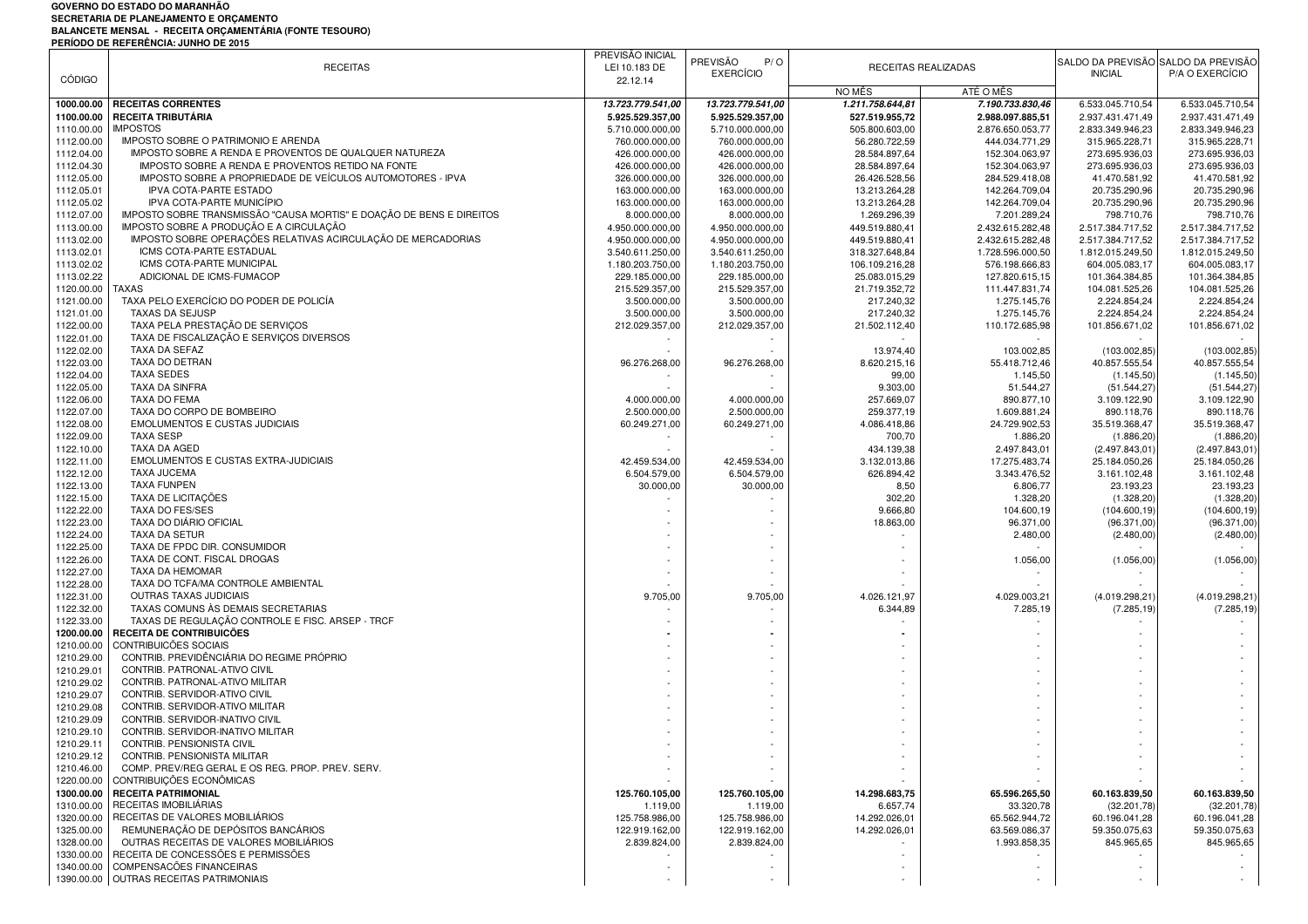**GOVERNO DO ESTADO DO MARANHÃO**
**SECRETARIA DE PLANEJAMENTO E ORÇAMENTO**
**BALANCETE MENSAL - RECEITA ORÇAMENTÁRIA (FONTE TESOURO)**
**PERÍODO DE REFERÊNCIA: JUNHO DE 2015**

| CÓDIGO | RECEITAS | PREVISÃO INICIAL LEI 10.183 DE 22.12.14 | PREVISÃO P/ O EXERCÍCIO | RECEITAS REALIZADAS | | SALDO DA PREVISÃO INICIAL | SALDO DA PREVISÃO P/A O EXERCÍCIO |
|---|---|---|---|---|---|---|---|
| | | | | NO MÊS | ATÉ O MÊS | | |
| **1000.00.00** | **RECEITAS CORRENTES** | ***13.723.779.541,00*** | ***13.723.779.541,00*** | ***1.211.758.644,81*** | ***7.190.733.830,46*** | 6.533.045.710,54 | 6.533.045.710,54 |
| **1100.00.00** | **RECEITA TRIBUTÁRIA** | **5.925.529.357,00** | **5.925.529.357,00** | **527.519.955,72** | **2.988.097.885,51** | 2.937.431.471,49 | 2.937.431.471,49 |
| 1110.00.00 | IMPOSTOS | 5.710.000.000,00 | 5.710.000.000,00 | 505.800.603,00 | 2.876.650.053,77 | 2.833.349.946,23 | 2.833.349.946,23 |
| 1112.00.00 | IMPOSTO SOBRE O PATRIMONIO E ARENDA | 760.000.000,00 | 760.000.000,00 | 56.280.722,59 | 444.034.771,29 | 315.965.228,71 | 315.965.228,71 |
| 1112.04.00 | IMPOSTO SOBRE A RENDA E PROVENTOS DE QUALQUER NATUREZA | 426.000.000,00 | 426.000.000,00 | 28.584.897,64 | 152.304.063,97 | 273.695.936,03 | 273.695.936,03 |
| 1112.04.30 | IMPOSTO SOBRE A RENDA E PROVENTOS RETIDO NA FONTE | 426.000.000,00 | 426.000.000,00 | 28.584.897,64 | 152.304.063,97 | 273.695.936,03 | 273.695.936,03 |
| 1112.05.00 | IMPOSTO SOBRE A PROPRIEDADE DE VEÍCULOS AUTOMOTORES - IPVA | 326.000.000,00 | 326.000.000,00 | 26.426.528,56 | 284.529.418,08 | 41.470.581,92 | 41.470.581,92 |
| 1112.05.01 | IPVA COTA-PARTE ESTADO | 163.000.000,00 | 163.000.000,00 | 13.213.264,28 | 142.264.709,04 | 20.735.290,96 | 20.735.290,96 |
| 1112.05.02 | IPVA COTA-PARTE MUNICÍPIO | 163.000.000,00 | 163.000.000,00 | 13.213.264,28 | 142.264.709,04 | 20.735.290,96 | 20.735.290,96 |
| 1112.07.00 | IMPOSTO SOBRE TRANSMISSÃO "CAUSA MORTIS" E DOAÇÃO DE BENS E DIREITOS | 8.000.000,00 | 8.000.000,00 | 1.269.296,39 | 7.201.289,24 | 798.710,76 | 798.710,76 |
| 1113.00.00 | IMPOSTO SOBRE A PRODUÇÃO E A CIRCULAÇÃO | 4.950.000.000,00 | 4.950.000.000,00 | 449.519.880,41 | 2.432.615.282,48 | 2.517.384.717,52 | 2.517.384.717,52 |
| 1113.02.00 | IMPOSTO SOBRE OPERAÇÕES RELATIVAS ACIRCULAÇÃO DE MERCADORIAS | 4.950.000.000,00 | 4.950.000.000,00 | 449.519.880,41 | 2.432.615.282,48 | 2.517.384.717,52 | 2.517.384.717,52 |
| 1113.02.01 | ICMS COTA-PARTE ESTADUAL | 3.540.611.250,00 | 3.540.611.250,00 | 318.327.648,84 | 1.728.596.000,50 | 1.812.015.249,50 | 1.812.015.249,50 |
| 1113.02.02 | ICMS COTA-PARTE MUNICIPAL | 1.180.203.750,00 | 1.180.203.750,00 | 106.109.216,28 | 576.198.666,83 | 604.005.083,17 | 604.005.083,17 |
| 1113.02.22 | ADICIONAL DE ICMS-FUMACOP | 229.185.000,00 | 229.185.000,00 | 25.083.015,29 | 127.820.615,15 | 101.364.384,85 | 101.364.384,85 |
| 1120.00.00 | TAXAS | 215.529.357,00 | 215.529.357,00 | 21.719.352,72 | 111.447.831,74 | 104.081.525,26 | 104.081.525,26 |
| 1121.00.00 | TAXA PELO EXERCÍCIO DO PODER DE POLICÍA | 3.500.000,00 | 3.500.000,00 | 217.240,32 | 1.275.145,76 | 2.224.854,24 | 2.224.854,24 |
| 1121.01.00 | TAXAS DA SEJUSP | 3.500.000,00 | 3.500.000,00 | 217.240,32 | 1.275.145,76 | 2.224.854,24 | 2.224.854,24 |
| 1122.00.00 | TAXA PELA PRESTAÇÃO DE SERVIÇOS | 212.029.357,00 | 212.029.357,00 | 21.502.112,40 | 110.172.685,98 | 101.856.671,02 | 101.856.671,02 |
| 1122.01.00 | TAXA DE FISCALIZAÇÃO E SERVIÇOS DIVERSOS | - | - | - | - | - | - |
| 1122.02.00 | TAXA DA SEFAZ | - | - | 13.974,40 | 103.002,85 | (103.002,85) | (103.002,85) |
| 1122.03.00 | TAXA DO DETRAN | 96.276.268,00 | 96.276.268,00 | 8.620.215,16 | 55.418.712,46 | 40.857.555,54 | 40.857.555,54 |
| 1122.04.00 | TAXA SEDES | - | - | 99,00 | 1.145,50 | (1.145,50) | (1.145,50) |
| 1122.05.00 | TAXA DA SINFRA | - | - | 9.303,00 | 51.544,27 | (51.544,27) | (51.544,27) |
| 1122.06.00 | TAXA DO FEMA | 4.000.000,00 | 4.000.000,00 | 257.669,07 | 890.877,10 | 3.109.122,90 | 3.109.122,90 |
| 1122.07.00 | TAXA DO CORPO DE BOMBEIRO | 2.500.000,00 | 2.500.000,00 | 259.377,19 | 1.609.881,24 | 890.118,76 | 890.118,76 |
| 1122.08.00 | EMOLUMENTOS E CUSTAS JUDICIAIS | 60.249.271,00 | 60.249.271,00 | 4.086.418,86 | 24.729.902,53 | 35.519.368,47 | 35.519.368,47 |
| 1122.09.00 | TAXA SESP | - | - | 700,70 | 1.886,20 | (1.886,20) | (1.886,20) |
| 1122.10.00 | TAXA DA AGED | - | - | 434.139,38 | 2.497.843,01 | (2.497.843,01) | (2.497.843,01) |
| 1122.11.00 | EMOLUMENTOS E CUSTAS EXTRA-JUDICIAIS | 42.459.534,00 | 42.459.534,00 | 3.132.013,86 | 17.275.483,74 | 25.184.050,26 | 25.184.050,26 |
| 1122.12.00 | TAXA JUCEMA | 6.504.579,00 | 6.504.579,00 | 626.894,42 | 3.343.476,52 | 3.161.102,48 | 3.161.102,48 |
| 1122.13.00 | TAXA FUNPEN | 30.000,00 | 30.000,00 | 8,50 | 6.806,77 | 23.193,23 | 23.193,23 |
| 1122.15.00 | TAXA DE LICITAÇÕES | - | - | 302,20 | 1.328,20 | (1.328,20) | (1.328,20) |
| 1122.22.00 | TAXA DO FES/SES | - | - | 9.666,80 | 104.600,19 | (104.600,19) | (104.600,19) |
| 1122.23.00 | TAXA DO DIÁRIO OFICIAL | - | - | 18.863,00 | 96.371,00 | (96.371,00) | (96.371,00) |
| 1122.24.00 | TAXA DA SETUR | - | - | - | 2.480,00 | (2.480,00) | (2.480,00) |
| 1122.25.00 | TAXA DE FPDC DIR. CONSUMIDOR | - | - | - | - | - | - |
| 1122.26.00 | TAXA DE CONT. FISCAL DROGAS | - | - | - | 1.056,00 | (1.056,00) | (1.056,00) |
| 1122.27.00 | TAXA DA HEMOMAR | - | - | - | - | - | - |
| 1122.28.00 | TAXA DO TCFA/MA CONTROLE AMBIENTAL | - | - | - | - | - | - |
| 1122.31.00 | OUTRAS TAXAS JUDICIAIS | 9.705,00 | 9.705,00 | 4.026.121,97 | 4.029.003,21 | (4.019.298,21) | (4.019.298,21) |
| 1122.32.00 | TAXAS COMUNS ÀS DEMAIS SECRETARIAS | - | - | 6.344,89 | 7.285,19 | (7.285,19) | (7.285,19) |
| 1122.33.00 | TAXAS DE REGULAÇÃO CONTROLE E FISC. ARSEP - TRCF | - | - | - | - | - | - |
| **1200.00.00** | **RECEITA DE CONTRIBUICÕES** | **-** | **-** | **-** | - | - | - |
| 1210.00.00 | CONTRIBUICÕES SOCIAIS | - | - | - | - | - | - |
| 1210.29.00 | CONTRIB. PREVIDÊNCIÁRIA DO REGIME PRÓPRIO | - | - | - | - | - | - |
| 1210.29.01 | CONTRIB. PATRONAL-ATIVO CIVIL | - | - | - | - | - | - |
| 1210.29.02 | CONTRIB. PATRONAL-ATIVO MILITAR | - | - | - | - | - | - |
| 1210.29.07 | CONTRIB. SERVIDOR-ATIVO CIVIL | - | - | - | - | - | - |
| 1210.29.08 | CONTRIB. SERVIDOR-ATIVO MILITAR | - | - | - | - | - | - |
| 1210.29.09 | CONTRIB. SERVIDOR-INATIVO CIVIL | - | - | - | - | - | - |
| 1210.29.10 | CONTRIB. SERVIDOR-INATIVO MILITAR | - | - | - | - | - | - |
| 1210.29.11 | CONTRIB. PENSIONISTA CIVIL | - | - | - | - | - | - |
| 1210.29.12 | CONTRIB. PENSIONISTA MILITAR | - | - | - | - | - | - |
| 1210.46.00 | COMP. PREV/REG GERAL E OS REG. PROP. PREV. SERV. | - | - | - | - | - | - |
| 1220.00.00 | CONTRIBUIÇÕES ECONÔMICAS | - | - | - | - | - | - |
| **1300.00.00** | **RECEITA PATRIMONIAL** | **125.760.105,00** | **125.760.105,00** | **14.298.683,75** | **65.596.265,50** | **60.163.839,50** | **60.163.839,50** |
| 1310.00.00 | RECEITAS IMOBILIÁRIAS | 1.119,00 | 1.119,00 | 6.657,74 | 33.320,78 | (32.201,78) | (32.201,78) |
| 1320.00.00 | RECEITAS DE VALORES MOBILIÁRIOS | 125.758.986,00 | 125.758.986,00 | 14.292.026,01 | 65.562.944,72 | 60.196.041,28 | 60.196.041,28 |
| 1325.00.00 | REMUNERAÇÃO DE DEPÓSITOS BANCÁRIOS | 122.919.162,00 | 122.919.162,00 | 14.292.026,01 | 63.569.086,37 | 59.350.075,63 | 59.350.075,63 |
| 1328.00.00 | OUTRAS RECEITAS DE VALORES MOBILIÁRIOS | 2.839.824,00 | 2.839.824,00 | - | 1.993.858,35 | 845.965,65 | 845.965,65 |
| 1330.00.00 | RECEITA DE CONCESSÕES E PERMISSÕES | - | - | - | - | - | - |
| 1340.00.00 | COMPENSACÕES FINANCEIRAS | - | - | - | - | - | - |
| 1390.00.00 | OUTRAS RECEITAS PATRIMONIAIS | - | - | - | - | - | - |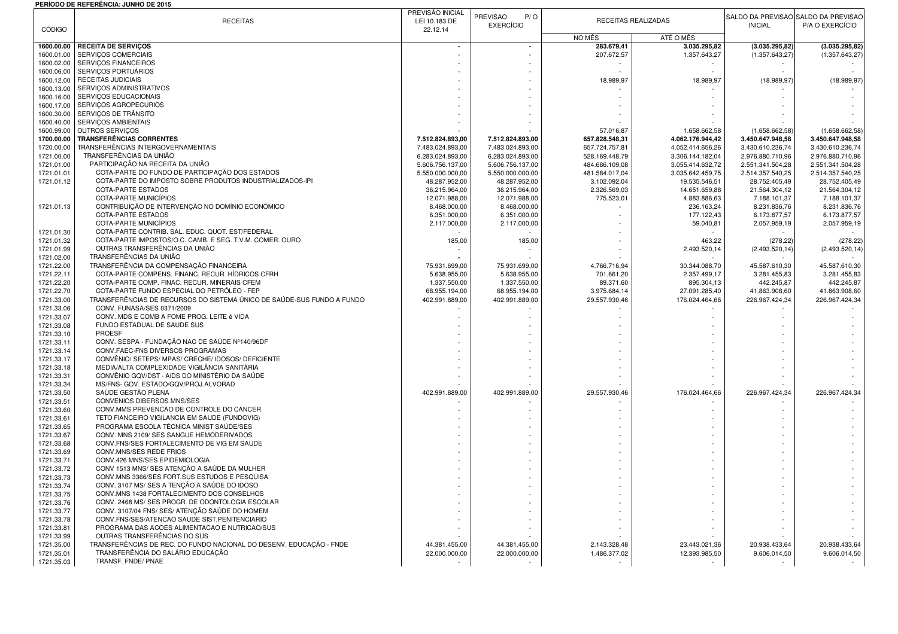**PERÍODO DE REFERÊNCIA: JUNHO DE 2015**

| CÓDIGO | RECEITAS | PREVISÃO INICIAL LEI 10.183 DE 22.12.14 | PREVISAO P/ O EXERCÍCIO | RECEITAS REALIZADAS | | SALDO DA PREVISAO INICIAL | SALDO DA PREVISAO P/A O EXERCÍCIO |
|---|---|---|---|---|---|---|---|
| | | | | NO MÊS | ATÉ O MÊS | | |
| **1600.00.00** | **RECEITA DE SERVIÇOS** | **-** | **-** | **283.679,41** | **3.035.295,82** | **(3.035.295,82)** | **(3.035.295,82)** |
| 1600.01.00 | SERVIÇOS COMERCIAIS | - | - | 207.672,57 | 1.357.643,27 | (1.357.643,27) | (1.357.643,27) |
| 1600.02.00 | SERVIÇOS FINANCEIROS | - | - | - | - | - | - |
| 1600.06.00 | SERVIÇOS PORTUÁRIOS | - | - | - | - | - | - |
| 1600.12.00 | RECEITAS JUDICIAIS | - | - | 18.989,97 | 18.989,97 | (18.989,97) | (18.989,97) |
| 1600.13.00 | SERVIÇOS ADMINISTRATIVOS | - | - | - | - | - | - |
| 1600.16.00 | SERVIÇOS EDUCACIONAIS | - | - | - | - | - | - |
| 1600.17.00 | SERVIÇOS AGROPECURIOS | - | - | - | - | - | - |
| 1600.30.00 | SERVIÇOS DE TRÂNSITO | - | - | - | - | - | - |
| 1600.40.00 | SERVIÇOS AMBIENTAIS | - | - | - | - | - | - |
| 1600.99.00 | OUTROS SERVIÇOS | - | - | 57.016,87 | 1.658.662,58 | (1.658.662,58) | (1.658.662,58) |
| **1700.00.00** | **TRANSFERÊNCIAS CORRENTES** | **7.512.824.893,00** | **7.512.824.893,00** | **657.828.548,31** | **4.062.176.944,42** | **3.450.647.948,58** | **3.450.647.948,58** |
| 1720.00.00 | TRANSFERÊNCIAS INTERGOVERNAMENTAIS | 7.483.024.893,00 | 7.483.024.893,00 | 657.724.757,81 | 4.052.414.656,26 | 3.430.610.236,74 | 3.430.610.236,74 |
| 1721.00.00 | TRANSFERÊNCIAS DA UNIÃO | 6.283.024.893,00 | 6.283.024.893,00 | 528.169.448,79 | 3.306.144.182,04 | 2.976.880.710,96 | 2.976.880.710,96 |
| 1721.01.00 | PARTICIPAÇÃO NA RECEITA DA UNIÃO | 5.606.756.137,00 | 5.606.756.137,00 | 484.686.109,08 | 3.055.414.632,72 | 2.551.341.504,28 | 2.551.341.504,28 |
| 1721.01.01 | COTA-PARTE DO FUNDO DE PARTICIPAÇÃO DOS ESTADOS | 5.550.000.000,00 | 5.550.000.000,00 | 481.584.017,04 | 3.035.642.459,75 | 2.514.357.540,25 | 2.514.357.540,25 |
| 1721.01.12 | COTA-PARTE DO IMPOSTO SOBRE PRODUTOS INDUSTRIALIZADOS-IPI | 48.287.952,00 | 48.287.952,00 | 3.102.092,04 | 19.535.546,51 | 28.752.405,49 | 28.752.405,49 |
| | COTA-PARTE ESTADOS | 36.215.964,00 | 36.215.964,00 | 2.326.569,03 | 14.651.659,88 | 21.564.304,12 | 21.564.304,12 |
| | COTA-PARTE MUNICÍPIOS | 12.071.988,00 | 12.071.988,00 | 775.523,01 | 4.883.886,63 | 7.188.101,37 | 7.188.101,37 |
| 1721.01.13 | CONTRIBUIÇÃO DE INTERVENÇÃO NO DOMÍNIO ECONÔMICO | 8.468.000,00 | 8.468.000,00 | - | 236.163,24 | 8.231.836,76 | 8.231.836,76 |
| | COTA-PARTE ESTADOS | 6.351.000,00 | 6.351.000,00 | - | 177.122,43 | 6.173.877,57 | 6.173.877,57 |
| | COTA-PARTE MUNICÍPIOS | 2.117.000,00 | 2.117.000,00 | - | 59.040,81 | 2.057.959,19 | 2.057.959,19 |
| 1721.01.30 | COTA-PARTE CONTRIB. SAL. EDUC. QUOT. EST/FEDERAL | - | - | - | - | - | - |
| 1721.01.32 | COTA-PARTE IMPOSTOS/O.C. CAMB. E SEG. T.V.M. COMER. OURO | 185,00 | 185,00 | - | 463,22 | (278,22) | (278,22) |
| 1721.01.99 | OUTRAS TRANSFERÊNCIAS DA UNIÃO | - | - | - | 2.493.520,14 | (2.493.520,14) | (2.493.520,14) |
| 1721.02.00 | TRANSFERÊNCIAS DA UNIÃO | - | - | - | - | - | - |
| 1721.22.00 | TRANSFERÊNCIA DA COMPENSAÇÃO FINANCEIRA | 75.931.699,00 | 75.931.699,00 | 4.766.716,94 | 30.344.088,70 | 45.587.610,30 | 45.587.610,30 |
| 1721.22.11 | COTA-PARTE COMPENS. FINANC. RECUR. HÍDRICOS CFRH | 5.638.955,00 | 5.638.955,00 | 701.661,20 | 2.357.499,17 | 3.281.455,83 | 3.281.455,83 |
| 1721.22.20 | COTA-PARTE COMP. FINAC. RECUR. MINERAIS CFEM | 1.337.550,00 | 1.337.550,00 | 89.371,60 | 895.304,13 | 442.245,87 | 442.245,87 |
| 1721.22.70 | COTA-PARTE FUNDO ESPECIAL DO PETRÓLEO - FEP | 68.955.194,00 | 68.955.194,00 | 3.975.684,14 | 27.091.285,40 | 41.863.908,60 | 41.863.908,60 |
| 1721.33.00 | TRANSFERÊNCIAS DE RECURSOS DO SISTEMA ÚNICO DE SAÚDE-SUS FUNDO A FUNDO | 402.991.889,00 | 402.991.889,00 | 29.557.930,46 | 176.024.464,66 | 226.967.424,34 | 226.967.424,34 |
| 1721.33.06 | CONV. FUNASA/SES 0371/2009 | - | - | - | - | - | - |
| 1721.33.07 | CONV. MDS E COMB A FOME PROG. LEITE é VIDA | - | - | - | - | - | - |
| 1721.33.08 | FUNDO ESTADUAL DE SAUDE SUS | - | - | - | - | - | - |
| 1721.33.10 | PROESF | - | - | - | - | - | - |
| 1721.33.11 | CONV. SESPA - FUNDAÇÃO NAC DE SAÚDE Nº140/96DF | - | - | - | - | - | - |
| 1721.33.14 | CONV.FAEC-FNS DIVERSOS PROGRAMAS | - | - | - | - | - | - |
| 1721.33.17 | CONVÊNIO/ SETEPS/ MPAS/ CRECHE/ IDOSOS/ DEFICIENTE | - | - | - | - | - | - |
| 1721.33.18 | MEDIA/ALTA COMPLEXIDADE VIGILÂNCIA SANITÁRIA | - | - | - | - | - | - |
| 1721.33.31 | CONVÊNIO GQV/DST - AIDS DO MINISTÉRIO DA SAÚDE | - | - | - | - | - | - |
| 1721.33.34 | MS/FNS- GOV. ESTADO/GQV/PROJ.ALVORAD | - | - | - | - | - | - |
| 1721.33.50 | SAÚDE GESTÃO PLENA | 402.991.889,00 | 402.991.889,00 | 29.557.930,46 | 176.024.464,66 | 226.967.424,34 | 226.967.424,34 |
| 1721.33.51 | CONVENIOS DIBERSOS MNS/SES | - | - | - | - | - | - |
| 1721.33.60 | CONV.MMS PREVENCAO DE CONTROLE DO CANCER | - | - | - | - | - | - |
| 1721.33.61 | TETO FIANCEIRO VIGILANCIA EM SAUDE (FUNDOVIG) | - | - | - | - | - | - |
| 1721.33.65 | PROGRAMA ESCOLA TÉCNICA MINIST SAÚDE/SES | - | - | - | - | - | - |
| 1721.33.67 | CONV. MNS 2109/ SES SANGUE HEMODERIVADOS | - | - | - | - | - | - |
| 1721.33.68 | CONV.FNS/SES FORTALECIMENTO DE VIG EM SAUDE | - | - | - | - | - | - |
| 1721.33.69 | CONV.MNS/SES REDE FRIOS | - | - | - | - | - | - |
| 1721.33.71 | CONV.426 MNS/SES EPIDEMIOLOGIA | - | - | - | - | - | - |
| 1721.33.72 | CONV 1513 MNS/ SES ATENÇÃO A SAÚDE DA MULHER | - | - | - | - | - | - |
| 1721.33.73 | CONV.MNS 3366/SES FORT.SUS ESTUDOS E PESQUISA | - | - | - | - | - | - |
| 1721.33.74 | CONV. 3107 MS/ SES A TENÇÃO A SAÚDE DO IDOSO | - | - | - | - | - | - |
| 1721.33.75 | CONV.MNS 1438 FORTALECIMENTO DOS CONSELHOS | - | - | - | - | - | - |
| 1721.33.76 | CONV. 2468 MS/ SES PROGR. DE ODONTOLOGIA ESCOLAR | - | - | - | - | - | - |
| 1721.33.77 | CONV. 3107/04 FNS/ SES/ ATENÇÃO SAÚDE DO HOMEM | - | - | - | - | - | - |
| 1721.33.78 | CONV.FNS/SES/ATENCAO SAUDE SIST.PENITENCIARIO | - | - | - | - | - | - |
| 1721.33.81 | PROGRAMA DAS ACOES ALIMENTACAO E NUTRICAO/SUS | - | - | - | - | - | - |
| 1721.33.99 | OUTRAS TRANSFERÊNCIAS DO SUS | - | - | - | - | - | - |
| 1721.35.00 | TRANSFERÊNCIAS DE REC. DO FUNDO NACIONAL DO DESENV. EDUCAÇÃO - FNDE | 44.381.455,00 | 44.381.455,00 | 2.143.328,48 | 23.443.021,36 | 20.938.433,64 | 20.938.433,64 |
| 1721.35.01 | TRANSFERÊNCIA DO SALÁRIO EDUCAÇÃO | 22.000.000,00 | 22.000.000,00 | 1.486.377,02 | 12.393.985,50 | 9.606.014,50 | 9.606.014,50 |
| 1721.35.03 | TRANSF. FNDE/ PNAE | - | - | - | - | - | - |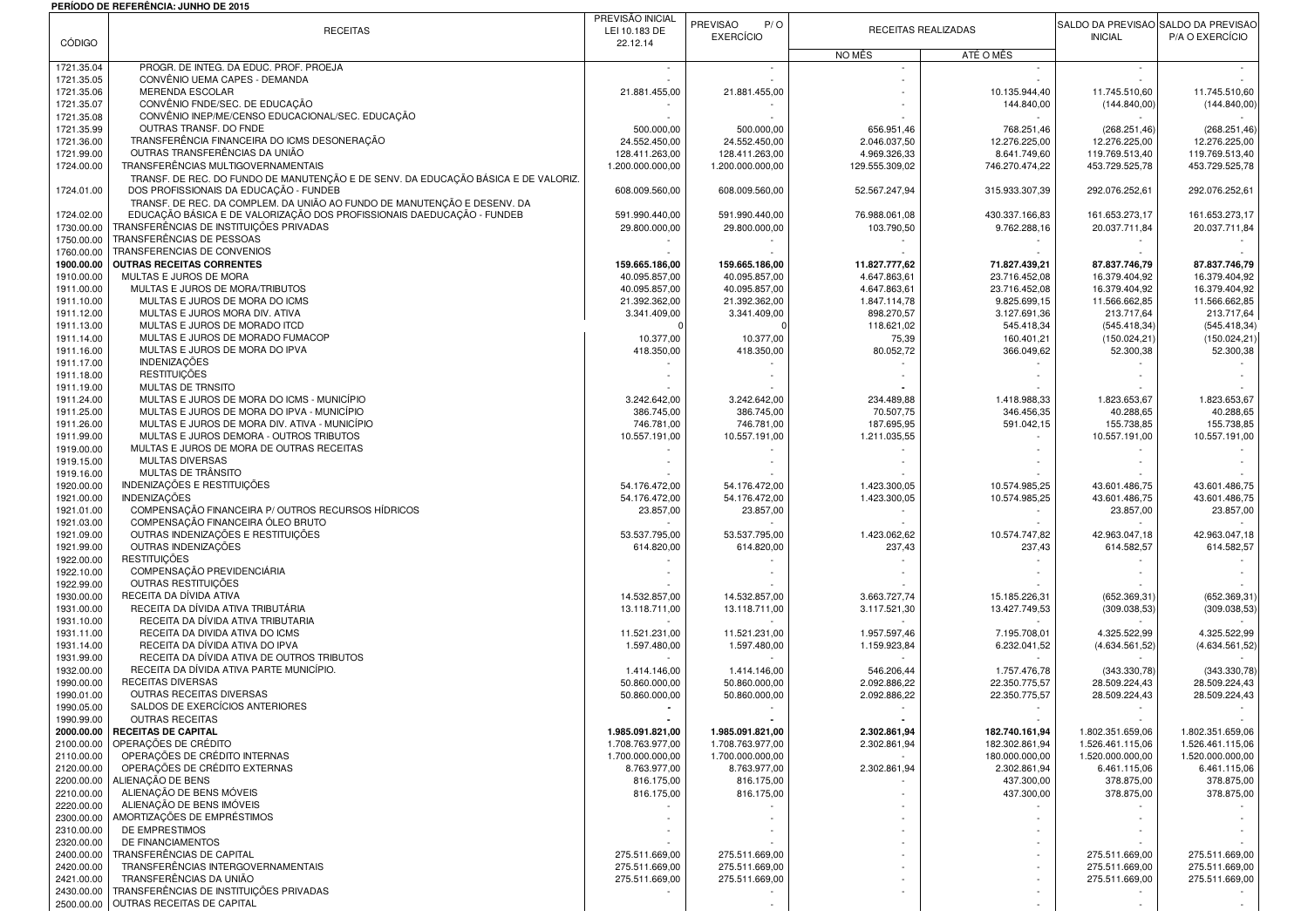**PERÍODO DE REFERÊNCIA: JUNHO DE 2015**

| CÓDIGO | RECEITAS | PREVISÃO INICIAL LEI 10.183 DE 22.12.14 | PREVISAO P/ O EXERCÍCIO | RECEITAS REALIZADAS | | SALDO DA PREVISAO INICIAL | SALDO DA PREVISAO P/A O EXERCÍCIO |
|---|---|---|---|---|---|---|---|
| | | | | NO MÊS | ATÉ O MÊS | | |
| 1721.35.04 | PROGR. DE INTEG. DA EDUC. PROF. PROEJA | - | - | - | - | - | - |
| 1721.35.05 | CONVÊNIO UEMA CAPES - DEMANDA | - | - | - | - | - | - |
| 1721.35.06 | MERENDA ESCOLAR | 21.881.455,00 | 21.881.455,00 | - | 10.135.944,40 | 11.745.510,60 | 11.745.510,60 |
| 1721.35.07 | CONVÊNIO FNDE/SEC. DE EDUCAÇÃO | - | - | - | 144.840,00 | (144.840,00) | (144.840,00) |
| 1721.35.08 | CONVÊNIO INEP/ME/CENSO EDUCACIONAL/SEC. EDUCAÇÃO | - | - | - | - | - | - |
| 1721.35.99 | OUTRAS TRANSF. DO FNDE | 500.000,00 | 500.000,00 | 656.951,46 | 768.251,46 | (268.251,46) | (268.251,46) |
| 1721.36.00 | TRANSFERÊNCIA FINANCEIRA DO ICMS DESONERAÇÃO | 24.552.450,00 | 24.552.450,00 | 2.046.037,50 | 12.276.225,00 | 12.276.225,00 | 12.276.225,00 |
| 1721.99.00 | OUTRAS TRANSFERÊNCIAS DA UNIÃO | 128.411.263,00 | 128.411.263,00 | 4.969.326,33 | 8.641.749,60 | 119.769.513,40 | 119.769.513,40 |
| 1724.00.00 | TRANSFERÊNCIAS MULTIGOVERNAMENTAIS | 1.200.000.000,00 | 1.200.000.000,00 | 129.555.309,02 | 746.270.474,22 | 453.729.525,78 | 453.729.525,78 |
| 1724.01.00 | TRANSF. DE REC. DO FUNDO DE MANUTENÇÃO E DE SENV. DA EDUCAÇÃO BÁSICA E DE VALORIZ. DOS PROFISSIONAIS DA EDUCAÇÃO - FUNDEB | 608.009.560,00 | 608.009.560,00 | 52.567.247,94 | 315.933.307,39 | 292.076.252,61 | 292.076.252,61 |
| 1724.02.00 | TRANSF. DE REC. DA COMPLEM. DA UNIÃO AO FUNDO DE MANUTENÇÃO E DESENV. DA EDUCAÇÃO BÁSICA E DE VALORIZAÇÃO DOS PROFISSIONAIS DAEDUCAÇÃO - FUNDEB | 591.990.440,00 | 591.990.440,00 | 76.988.061,08 | 430.337.166,83 | 161.653.273,17 | 161.653.273,17 |
| 1730.00.00 | TRANSFERÊNCIAS DE INSTITUIÇÕES PRIVADAS | 29.800.000,00 | 29.800.000,00 | 103.790,50 | 9.762.288,16 | 20.037.711,84 | 20.037.711,84 |
| 1750.00.00 | TRANSFERÊNCIAS DE PESSOAS | - | - | - | - | - | - |
| 1760.00.00 | TRANSFERENCIAS DE CONVENIOS | - | - | - | - | - | - |
| **1900.00.00** | **OUTRAS RECEITAS CORRENTES** | **159.665.186,00** | **159.665.186,00** | **11.827.777,62** | **71.827.439,21** | **87.837.746,79** | **87.837.746,79** |
| 1910.00.00 | MULTAS E JUROS DE MORA | 40.095.857,00 | 40.095.857,00 | 4.647.863,61 | 23.716.452,08 | 16.379.404,92 | 16.379.404,92 |
| 1911.00.00 | MULTAS E JUROS DE MORA/TRIBUTOS | 40.095.857,00 | 40.095.857,00 | 4.647.863,61 | 23.716.452,08 | 16.379.404,92 | 16.379.404,92 |
| 1911.10.00 | MULTAS E JUROS DE MORA DO ICMS | 21.392.362,00 | 21.392.362,00 | 1.847.114,78 | 9.825.699,15 | 11.566.662,85 | 11.566.662,85 |
| 1911.12.00 | MULTAS E JUROS MORA DIV. ATIVA | 3.341.409,00 | 3.341.409,00 | 898.270,57 | 3.127.691,36 | 213.717,64 | 213.717,64 |
| 1911.13.00 | MULTAS E JUROS DE MORADO ITCD | 0 | 0 | 118.621,02 | 545.418,34 | (545.418,34) | (545.418,34) |
| 1911.14.00 | MULTAS E JUROS DE MORADO FUMACOP | 10.377,00 | 10.377,00 | 75,39 | 160.401,21 | (150.024,21) | (150.024,21) |
| 1911.16.00 | MULTAS E JUROS DE MORA DO IPVA | 418.350,00 | 418.350,00 | 80.052,72 | 366.049,62 | 52.300,38 | 52.300,38 |
| 1911.17.00 | INDENIZAÇÕES | - | - | - | - | - | - |
| 1911.18.00 | RESTITUIÇÕES | - | - | - | - | - | - |
| 1911.19.00 | MULTAS DE TRNSITO | - | - | - | - | - | - |
| 1911.24.00 | MULTAS E JUROS DE MORA DO ICMS - MUNICÍPIO | 3.242.642,00 | 3.242.642,00 | 234.489,88 | 1.418.988,33 | 1.823.653,67 | 1.823.653,67 |
| 1911.25.00 | MULTAS E JUROS DE MORA DO IPVA - MUNICÍPIO | 386.745,00 | 386.745,00 | 70.507,75 | 346.456,35 | 40.288,65 | 40.288,65 |
| 1911.26.00 | MULTAS E JUROS DE MORA DIV. ATIVA - MUNICÍPIO | 746.781,00 | 746.781,00 | 187.695,95 | 591.042,15 | 155.738,85 | 155.738,85 |
| 1911.99.00 | MULTAS E JUROS DEMORA - OUTROS TRIBUTOS | 10.557.191,00 | 10.557.191,00 | 1.211.035,55 | - | 10.557.191,00 | 10.557.191,00 |
| 1919.00.00 | MULTAS E JUROS DE MORA DE OUTRAS RECEITAS | - | - | - | - | - | - |
| 1919.15.00 | MULTAS DIVERSAS | - | - | - | - | - | - |
| 1919.16.00 | MULTAS DE TRÂNSITO | - | - | - | - | - | - |
| 1920.00.00 | INDENIZAÇÕES E RESTITUIÇÕES | 54.176.472,00 | 54.176.472,00 | 1.423.300,05 | 10.574.985,25 | 43.601.486,75 | 43.601.486,75 |
| 1921.00.00 | INDENIZAÇÕES | 54.176.472,00 | 54.176.472,00 | 1.423.300,05 | 10.574.985,25 | 43.601.486,75 | 43.601.486,75 |
| 1921.01.00 | COMPENSAÇÃO FINANCEIRA P/ OUTROS RECURSOS HÍDRICOS | 23.857,00 | 23.857,00 | - | - | 23.857,00 | 23.857,00 |
| 1921.03.00 | COMPENSAÇÃO FINANCEIRA ÓLEO BRUTO | - | - | - | - | - | - |
| 1921.09.00 | OUTRAS INDENIZAÇÕES E RESTITUIÇÕES | 53.537.795,00 | 53.537.795,00 | 1.423.062,62 | 10.574.747,82 | 42.963.047,18 | 42.963.047,18 |
| 1921.99.00 | OUTRAS INDENIZAÇÕES | 614.820,00 | 614.820,00 | 237,43 | 237,43 | 614.582,57 | 614.582,57 |
| 1922.00.00 | RESTITUIÇÕES | - | - | - | - | - | - |
| 1922.10.00 | COMPENSAÇÃO PREVIDENCIÁRIA | - | - | - | - | - | - |
| 1922.99.00 | OUTRAS RESTITUIÇÕES | - | - | - | - | - | - |
| 1930.00.00 | RECEITA DA DÍVIDA ATIVA | 14.532.857,00 | 14.532.857,00 | 3.663.727,74 | 15.185.226,31 | (652.369,31) | (652.369,31) |
| 1931.00.00 | RECEITA DA DÍVIDA ATIVA TRIBUTÁRIA | 13.118.711,00 | 13.118.711,00 | 3.117.521,30 | 13.427.749,53 | (309.038,53) | (309.038,53) |
| 1931.10.00 | RECEITA DA DÍVIDA ATIVA TRIBUTARIA | - | - | - | - | - | - |
| 1931.11.00 | RECEITA DA DIVIDA ATIVA DO ICMS | 11.521.231,00 | 11.521.231,00 | 1.957.597,46 | 7.195.708,01 | 4.325.522,99 | 4.325.522,99 |
| 1931.14.00 | RECEITA DA DÍVIDA ATIVA DO IPVA | 1.597.480,00 | 1.597.480,00 | 1.159.923,84 | 6.232.041,52 | (4.634.561,52) | (4.634.561,52) |
| 1931.99.00 | RECEITA DA DÍVIDA ATIVA DE OUTROS TRIBUTOS | - | - | - | - | - | - |
| 1932.00.00 | RECEITA DA DÍVIDA ATIVA PARTE MUNICÍPIO. | 1.414.146,00 | 1.414.146,00 | 546.206,44 | 1.757.476,78 | (343.330,78) | (343.330,78) |
| 1990.00.00 | RECEITAS DIVERSAS | 50.860.000,00 | 50.860.000,00 | 2.092.886,22 | 22.350.775,57 | 28.509.224,43 | 28.509.224,43 |
| 1990.01.00 | OUTRAS RECEITAS DIVERSAS | 50.860.000,00 | 50.860.000,00 | 2.092.886,22 | 22.350.775,57 | 28.509.224,43 | 28.509.224,43 |
| 1990.05.00 | SALDOS DE EXERCÍCIOS ANTERIORES | - | - | - | - | - | - |
| 1990.99.00 | OUTRAS RECEITAS | - | - | - | - | - | - |
| **2000.00.00** | **RECEITAS DE CAPITAL** | **1.985.091.821,00** | **1.985.091.821,00** | **2.302.861,94** | **182.740.161,94** | 1.802.351.659,06 | 1.802.351.659,06 |
| 2100.00.00 | OPERAÇÕES DE CRÉDITO | 1.708.763.977,00 | 1.708.763.977,00 | 2.302.861,94 | 182.302.861,94 | 1.526.461.115,06 | 1.526.461.115,06 |
| 2110.00.00 | OPERAÇÕES DE CRÉDITO INTERNAS | 1.700.000.000,00 | 1.700.000.000,00 | - | 180.000.000,00 | 1.520.000.000,00 | 1.520.000.000,00 |
| 2120.00.00 | OPERAÇÕES DE CRÉDITO EXTERNAS | 8.763.977,00 | 8.763.977,00 | 2.302.861,94 | 2.302.861,94 | 6.461.115,06 | 6.461.115,06 |
| 2200.00.00 | ALIENAÇÃO DE BENS | 816.175,00 | 816.175,00 | - | 437.300,00 | 378.875,00 | 378.875,00 |
| 2210.00.00 | ALIENAÇÃO DE BENS MÓVEIS | 816.175,00 | 816.175,00 | - | 437.300,00 | 378.875,00 | 378.875,00 |
| 2220.00.00 | ALIENAÇÃO DE BENS IMÓVEIS | - | - | - | - | - | - |
| 2300.00.00 | AMORTIZAÇÕES DE EMPRÉSTIMOS | - | - | - | - | - | - |
| 2310.00.00 | DE EMPRESTIMOS | - | - | - | - | - | - |
| 2320.00.00 | DE FINANCIAMENTOS | - | - | - | - | - | - |
| 2400.00.00 | TRANSFERÊNCIAS DE CAPITAL | 275.511.669,00 | 275.511.669,00 | - | - | 275.511.669,00 | 275.511.669,00 |
| 2420.00.00 | TRANSFERÊNCIAS INTERGOVERNAMENTAIS | 275.511.669,00 | 275.511.669,00 | - | - | 275.511.669,00 | 275.511.669,00 |
| 2421.00.00 | TRANSFERÊNCIAS DA UNIÃO | 275.511.669,00 | 275.511.669,00 | - | - | 275.511.669,00 | 275.511.669,00 |
| 2430.00.00 | TRANSFERÊNCIAS DE INSTITUIÇÕES PRIVADAS | - | - | - | - | - | - |
| 2500.00.00 | OUTRAS RECEITAS DE CAPITAL | | - | | | - | - |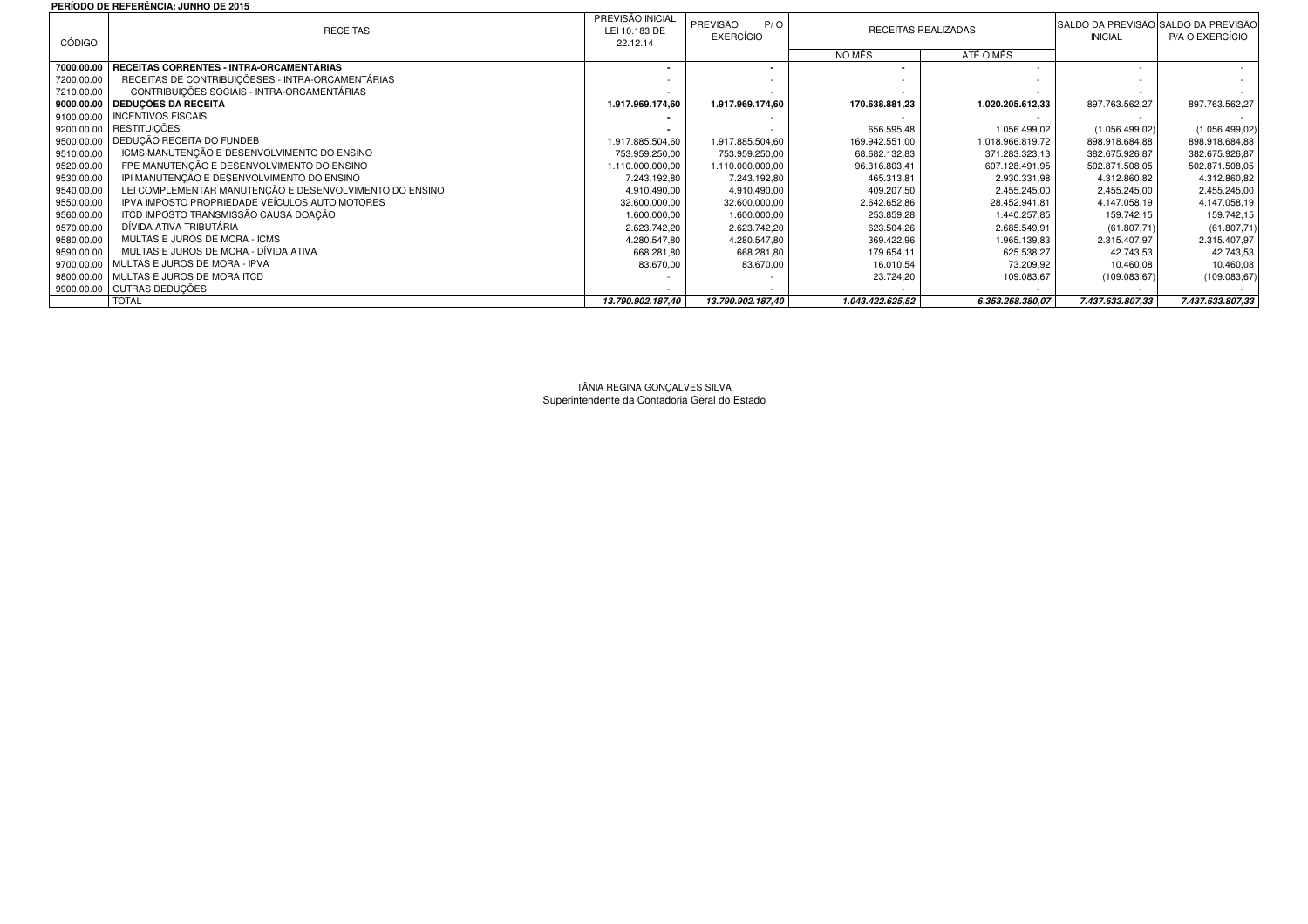**PERÍODO DE REFERÊNCIA: JUNHO DE 2015**

| CÓDIGO | RECEITAS | PREVISÃO INICIAL LEI 10.183 DE 22.12.14 | PREVISAO P/ O EXERCÍCIO | RECEITAS REALIZADAS | | SALDO DA PREVISAO INICIAL | SALDO DA PREVISAO P/A O EXERCÍCIO |
|---|---|---|---|---|---|---|---|
| | | | | NO MÊS | ATÉ O MÊS | | |
| **7000.00.00** | **RECEITAS CORRENTES - INTRA-ORCAMENTÁRIAS** | **-** | **-** | **-** | - | - | - |
| 7200.00.00 | RECEITAS DE CONTRIBUIÇÕESES - INTRA-ORCAMENTÁRIAS | - | - | - | - | - | - |
| 7210.00.00 | CONTRIBUIÇÕES SOCIAIS - INTRA-ORCAMENTÁRIAS | - | - | - | - | - | - |
| **9000.00.00** | **DEDUÇÕES DA RECEITA** | **1.917.969.174,60** | **1.917.969.174,60** | **170.638.881,23** | **1.020.205.612,33** | 897.763.562,27 | 897.763.562,27 |
| 9100.00.00 | INCENTIVOS FISCAIS | **-** | - | - | - | - | - |
| 9200.00.00 | RESTITUIÇÕES | **-** | - | 656.595,48 | 1.056.499,02 | (1.056.499,02) | (1.056.499,02) |
| 9500.00.00 | DEDUÇÃO RECEITA DO FUNDEB | 1.917.885.504,60 | 1.917.885.504,60 | 169.942.551,00 | 1.018.966.819,72 | 898.918.684,88 | 898.918.684,88 |
| 9510.00.00 | ICMS MANUTENÇÃO E DESENVOLVIMENTO DO ENSINO | 753.959.250,00 | 753.959.250,00 | 68.682.132,83 | 371.283.323,13 | 382.675.926,87 | 382.675.926,87 |
| 9520.00.00 | FPE MANUTENÇÃO E DESENVOLVIMENTO DO ENSINO | 1.110.000.000,00 | 1.110.000.000,00 | 96.316.803,41 | 607.128.491,95 | 502.871.508,05 | 502.871.508,05 |
| 9530.00.00 | IPI MANUTENÇÃO E DESENVOLVIMENTO DO ENSINO | 7.243.192,80 | 7.243.192,80 | 465.313,81 | 2.930.331,98 | 4.312.860,82 | 4.312.860,82 |
| 9540.00.00 | LEI COMPLEMENTAR MANUTENÇÃO E DESENVOLVIMENTO DO ENSINO | 4.910.490,00 | 4.910.490,00 | 409.207,50 | 2.455.245,00 | 2.455.245,00 | 2.455.245,00 |
| 9550.00.00 | IPVA IMPOSTO PROPRIEDADE VEÍCULOS AUTO MOTORES | 32.600.000,00 | 32.600.000,00 | 2.642.652,86 | 28.452.941,81 | 4.147.058,19 | 4.147.058,19 |
| 9560.00.00 | ITCD IMPOSTO TRANSMISSÃO CAUSA DOAÇÃO | 1.600.000,00 | 1.600.000,00 | 253.859,28 | 1.440.257,85 | 159.742,15 | 159.742,15 |
| 9570.00.00 | DÍVIDA ATIVA TRIBUTÁRIA | 2.623.742,20 | 2.623.742,20 | 623.504,26 | 2.685.549,91 | (61.807,71) | (61.807,71) |
| 9580.00.00 | MULTAS E JUROS DE MORA - ICMS | 4.280.547,80 | 4.280.547,80 | 369.422,96 | 1.965.139,83 | 2.315.407,97 | 2.315.407,97 |
| 9590.00.00 | MULTAS E JUROS DE MORA - DÍVIDA ATIVA | 668.281,80 | 668.281,80 | 179.654,11 | 625.538,27 | 42.743,53 | 42.743,53 |
| 9700.00.00 | MULTAS E JUROS DE MORA - IPVA | 83.670,00 | 83.670,00 | 16.010,54 | 73.209,92 | 10.460,08 | 10.460,08 |
| 9800.00.00 | MULTAS E JUROS DE MORA ITCD | - | - | 23.724,20 | 109.083,67 | (109.083,67) | (109.083,67) |
| 9900.00.00 | OUTRAS DEDUÇÕES | - | - | - | - | - | - |
| | TOTAL | ***13.790.902.187,40*** | ***13.790.902.187,40*** | ***1.043.422.625,52*** | ***6.353.268.380,07*** | ***7.437.633.807,33*** | ***7.437.633.807,33*** |

TÂNIA REGINA GONÇALVES SILVA
Superintendente da Contadoria Geral do Estado